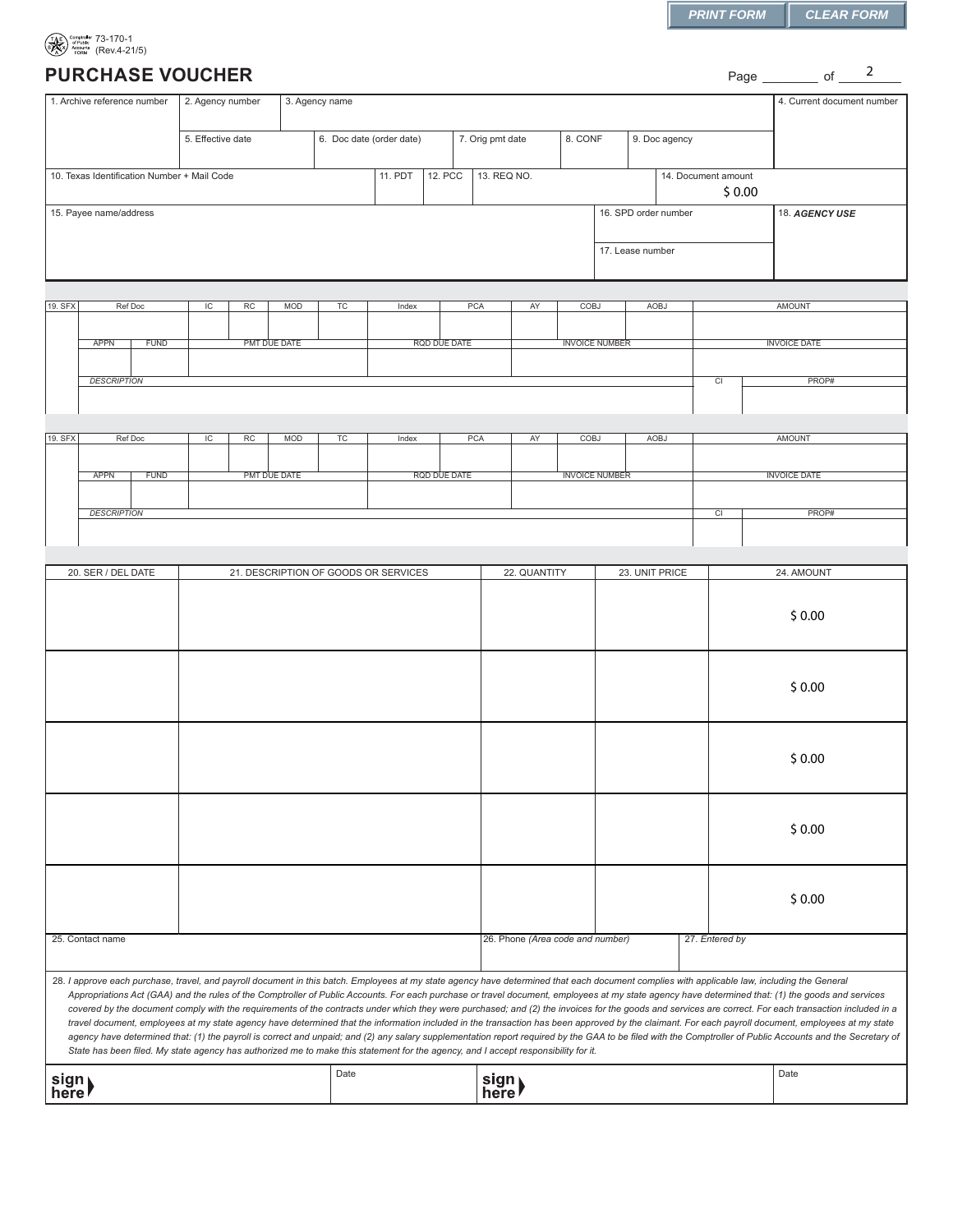PRINT FORM | CLEAR FORM

73-170-1
(Rev.4-21/5)

# PURCHASE VOUCHER

Page ________ of 2

| 1. Archive reference number | 2. Agency number | 3. Agency name | | | | | 4. Current document number |
|---|---|---|---|---|---|---|---|
| | 5. Effective date | 6. Doc date (order date) | 7. Orig pmt date | 8. CONF | 9. Doc agency | | |
| 10. Texas Identification Number + Mail Code | | 11. PDT | 12. PCC | 13. REQ NO. | | 14. Document amount $ 0.00 | |
| 15. Payee name/address | | | | | | 16. SPD order number | 18. ***AGENCY USE*** |
| | | | | | | 17. Lease number | |

| 19. SFX | Ref Doc | | IC | RC | MOD | TC | Index | PCA | AY | COBJ | AOBJ | AMOUNT |
|---|---|---|---|---|---|---|---|---|---|---|---|---|
| | | | | | | | | | | | | |
| | APPN | FUND | PMT DUE DATE | | | | RQD DUE DATE | | INVOICE NUMBER | | | INVOICE DATE |
| | | | | | | | | | | | | |
| | *DESCRIPTION* | | | | | | | | | | CI | PROP# |
| | | | | | | | | | | | | |

| 19. SFX | Ref Doc | | IC | RC | MOD | TC | Index | PCA | AY | COBJ | AOBJ | AMOUNT |
|---|---|---|---|---|---|---|---|---|---|---|---|---|
| | | | | | | | | | | | | |
| | APPN | FUND | PMT DUE DATE | | | | RQD DUE DATE | | INVOICE NUMBER | | | INVOICE DATE |
| | | | | | | | | | | | | |
| | *DESCRIPTION* | | | | | | | | | | CI | PROP# |
| | | | | | | | | | | | | |

| 20. SER / DEL DATE | 21. DESCRIPTION OF GOODS OR SERVICES | 22. QUANTITY | 23. UNIT PRICE | 24. AMOUNT |
|---|---|---|---|---|
| | | | | $ 0.00 |
| | | | | $ 0.00 |
| | | | | $ 0.00 |
| | | | | $ 0.00 |
| | | | | $ 0.00 |

| 25. Contact name | 26. Phone *(Area code and number)* | 27. *Entered by* |
|---|---|---|
| | | |

28. *I approve each purchase, travel, and payroll document in this batch. Employees at my state agency have determined that each document complies with applicable law, including the General Appropriations Act (GAA) and the rules of the Comptroller of Public Accounts. For each purchase or travel document, employees at my state agency have determined that: (1) the goods and services covered by the document comply with the requirements of the contracts under which they were purchased; and (2) the invoices for the goods and services are correct. For each transaction included in a travel document, employees at my state agency have determined that the information included in the transaction has been approved by the claimant. For each payroll document, employees at my state agency have determined that: (1) the payroll is correct and unpaid; and (2) any salary supplementation report required by the GAA to be filed with the Comptroller of Public Accounts and the Secretary of State has been filed. My state agency has authorized me to make this statement for the agency, and I accept responsibility for it.*

| sign here | Date | sign here | Date |
|---|---|---|---|
| | | | |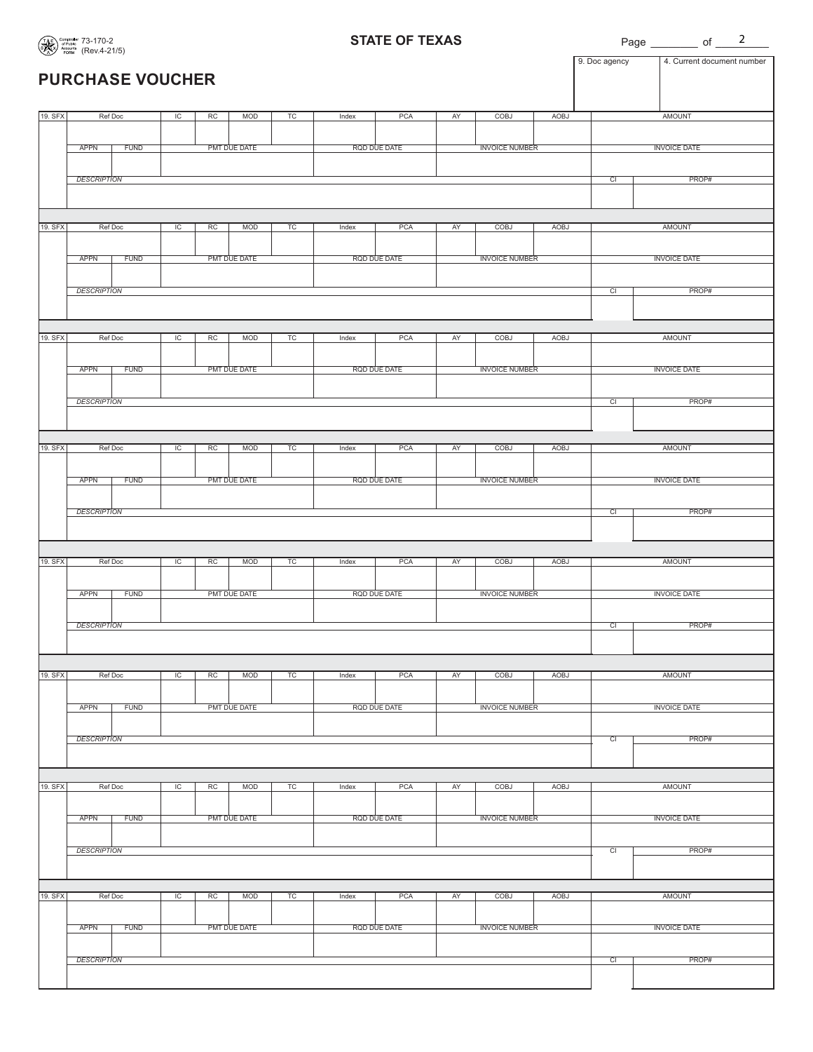73-170-2
(Rev.4-21/5)

# STATE OF TEXAS

Page ________ of 2

## PURCHASE VOUCHER

| 9. Doc agency | 4. Current document number |
|---|---|
| | |

| 19. SFX | Ref Doc | | IC | RC | MOD | TC | Index | PCA | AY | COBJ | AOBJ | AMOUNT | |
|---|---|---|---|---|---|---|---|---|---|---|---|---|---|
| | | | | | | | | | | | | | |
| | APPN | FUND | PMT DUE DATE | | | | RQD DUE DATE | | INVOICE NUMBER | | | INVOICE DATE | |
| | | | | | | | | | | | | | |
| | *DESCRIPTION* | | | | | | | | | | | CI | PROP# |
| | | | | | | | | | | | | | |
| 19. SFX | Ref Doc | | IC | RC | MOD | TC | Index | PCA | AY | COBJ | AOBJ | AMOUNT | |
| | | | | | | | | | | | | | |
| | APPN | FUND | PMT DUE DATE | | | | RQD DUE DATE | | INVOICE NUMBER | | | INVOICE DATE | |
| | | | | | | | | | | | | | |
| | *DESCRIPTION* | | | | | | | | | | | CI | PROP# |
| | | | | | | | | | | | | | |
| 19. SFX | Ref Doc | | IC | RC | MOD | TC | Index | PCA | AY | COBJ | AOBJ | AMOUNT | |
| | | | | | | | | | | | | | |
| | APPN | FUND | PMT DUE DATE | | | | RQD DUE DATE | | INVOICE NUMBER | | | INVOICE DATE | |
| | | | | | | | | | | | | | |
| | *DESCRIPTION* | | | | | | | | | | | CI | PROP# |
| | | | | | | | | | | | | | |
| 19. SFX | Ref Doc | | IC | RC | MOD | TC | Index | PCA | AY | COBJ | AOBJ | AMOUNT | |
| | | | | | | | | | | | | | |
| | APPN | FUND | PMT DUE DATE | | | | RQD DUE DATE | | INVOICE NUMBER | | | INVOICE DATE | |
| | | | | | | | | | | | | | |
| | *DESCRIPTION* | | | | | | | | | | | CI | PROP# |
| | | | | | | | | | | | | | |
| 19. SFX | Ref Doc | | IC | RC | MOD | TC | Index | PCA | AY | COBJ | AOBJ | AMOUNT | |
| | | | | | | | | | | | | | |
| | APPN | FUND | PMT DUE DATE | | | | RQD DUE DATE | | INVOICE NUMBER | | | INVOICE DATE | |
| | | | | | | | | | | | | | |
| | *DESCRIPTION* | | | | | | | | | | | CI | PROP# |
| | | | | | | | | | | | | | |
| 19. SFX | Ref Doc | | IC | RC | MOD | TC | Index | PCA | AY | COBJ | AOBJ | AMOUNT | |
| | | | | | | | | | | | | | |
| | APPN | FUND | PMT DUE DATE | | | | RQD DUE DATE | | INVOICE NUMBER | | | INVOICE DATE | |
| | | | | | | | | | | | | | |
| | *DESCRIPTION* | | | | | | | | | | | CI | PROP# |
| | | | | | | | | | | | | | |
| 19. SFX | Ref Doc | | IC | RC | MOD | TC | Index | PCA | AY | COBJ | AOBJ | AMOUNT | |
| | | | | | | | | | | | | | |
| | APPN | FUND | PMT DUE DATE | | | | RQD DUE DATE | | INVOICE NUMBER | | | INVOICE DATE | |
| | | | | | | | | | | | | | |
| | *DESCRIPTION* | | | | | | | | | | | CI | PROP# |
| | | | | | | | | | | | | | |
| 19. SFX | Ref Doc | | IC | RC | MOD | TC | Index | PCA | AY | COBJ | AOBJ | AMOUNT | |
| | | | | | | | | | | | | | |
| | APPN | FUND | PMT DUE DATE | | | | RQD DUE DATE | | INVOICE NUMBER | | | INVOICE DATE | |
| | | | | | | | | | | | | | |
| | *DESCRIPTION* | | | | | | | | | | | CI | PROP# |
| | | | | | | | | | | | | | |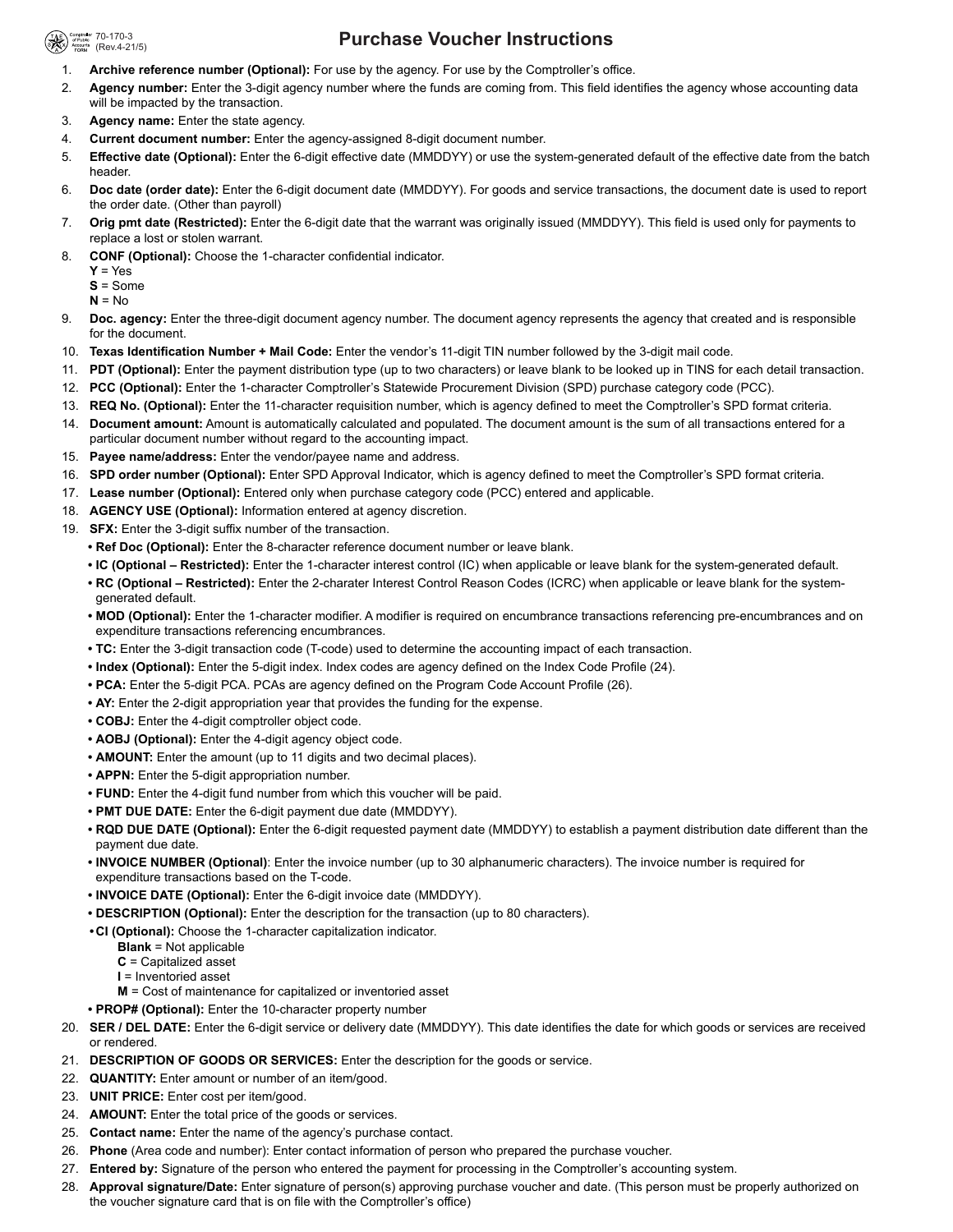70-170-3
(Rev.4-21/5)

# Purchase Voucher Instructions

1. **Archive reference number (Optional):** For use by the agency. For use by the Comptroller's office.
2. **Agency number:** Enter the 3-digit agency number where the funds are coming from. This field identifies the agency whose accounting data will be impacted by the transaction.
3. **Agency name:** Enter the state agency.
4. **Current document number:** Enter the agency-assigned 8-digit document number.
5. **Effective date (Optional):** Enter the 6-digit effective date (MMDDYY) or use the system-generated default of the effective date from the batch header.
6. **Doc date (order date):** Enter the 6-digit document date (MMDDYY). For goods and service transactions, the document date is used to report the order date. (Other than payroll)
7. **Orig pmt date (Restricted):** Enter the 6-digit date that the warrant was originally issued (MMDDYY). This field is used only for payments to replace a lost or stolen warrant.
8. **CONF (Optional):** Choose the 1-character confidential indicator.
   **Y** = Yes
   **S** = Some
   **N** = No
9. **Doc. agency:** Enter the three-digit document agency number. The document agency represents the agency that created and is responsible for the document.
10. **Texas Identification Number + Mail Code:** Enter the vendor's 11-digit TIN number followed by the 3-digit mail code.
11. **PDT (Optional):** Enter the payment distribution type (up to two characters) or leave blank to be looked up in TINS for each detail transaction.
12. **PCC (Optional):** Enter the 1-character Comptroller's Statewide Procurement Division (SPD) purchase category code (PCC).
13. **REQ No. (Optional):** Enter the 11-character requisition number, which is agency defined to meet the Comptroller's SPD format criteria.
14. **Document amount:** Amount is automatically calculated and populated. The document amount is the sum of all transactions entered for a particular document number without regard to the accounting impact.
15. **Payee name/address:** Enter the vendor/payee name and address.
16. **SPD order number (Optional):** Enter SPD Approval Indicator, which is agency defined to meet the Comptroller's SPD format criteria.
17. **Lease number (Optional):** Entered only when purchase category code (PCC) entered and applicable.
18. **AGENCY USE (Optional):** Information entered at agency discretion.
19. **SFX:** Enter the 3-digit suffix number of the transaction.
   - **Ref Doc (Optional):** Enter the 8-character reference document number or leave blank.
   - **IC (Optional – Restricted):** Enter the 1-character interest control (IC) when applicable or leave blank for the system-generated default.
   - **RC (Optional – Restricted):** Enter the 2-charater Interest Control Reason Codes (ICRC) when applicable or leave blank for the system-generated default.
   - **MOD (Optional):** Enter the 1-character modifier. A modifier is required on encumbrance transactions referencing pre-encumbrances and on expenditure transactions referencing encumbrances.
   - **TC:** Enter the 3-digit transaction code (T-code) used to determine the accounting impact of each transaction.
   - **Index (Optional):** Enter the 5-digit index. Index codes are agency defined on the Index Code Profile (24).
   - **PCA:** Enter the 5-digit PCA. PCAs are agency defined on the Program Code Account Profile (26).
   - **AY:** Enter the 2-digit appropriation year that provides the funding for the expense.
   - **COBJ:** Enter the 4-digit comptroller object code.
   - **AOBJ (Optional):** Enter the 4-digit agency object code.
   - **AMOUNT:** Enter the amount (up to 11 digits and two decimal places).
   - **APPN:** Enter the 5-digit appropriation number.
   - **FUND:** Enter the 4-digit fund number from which this voucher will be paid.
   - **PMT DUE DATE:** Enter the 6-digit payment due date (MMDDYY).
   - **RQD DUE DATE (Optional):** Enter the 6-digit requested payment date (MMDDYY) to establish a payment distribution date different than the payment due date.
   - **INVOICE NUMBER (Optional)**: Enter the invoice number (up to 30 alphanumeric characters). The invoice number is required for expenditure transactions based on the T-code.
   - **INVOICE DATE (Optional):** Enter the 6-digit invoice date (MMDDYY).
   - **DESCRIPTION (Optional):** Enter the description for the transaction (up to 80 characters).
   - **CI (Optional):** Choose the 1-character capitalization indicator.
     **Blank** = Not applicable
     **C** = Capitalized asset
     **I** = Inventoried asset
     **M** = Cost of maintenance for capitalized or inventoried asset
   - **PROP# (Optional):** Enter the 10-character property number
20. **SER / DEL DATE:** Enter the 6-digit service or delivery date (MMDDYY). This date identifies the date for which goods or services are received or rendered.
21. **DESCRIPTION OF GOODS OR SERVICES:** Enter the description for the goods or service.
22. **QUANTITY:** Enter amount or number of an item/good.
23. **UNIT PRICE:** Enter cost per item/good.
24. **AMOUNT:** Enter the total price of the goods or services.
25. **Contact name:** Enter the name of the agency's purchase contact.
26. **Phone** (Area code and number): Enter contact information of person who prepared the purchase voucher.
27. **Entered by:** Signature of the person who entered the payment for processing in the Comptroller's accounting system.
28. **Approval signature/Date:** Enter signature of person(s) approving purchase voucher and date. (This person must be properly authorized on the voucher signature card that is on file with the Comptroller's office)